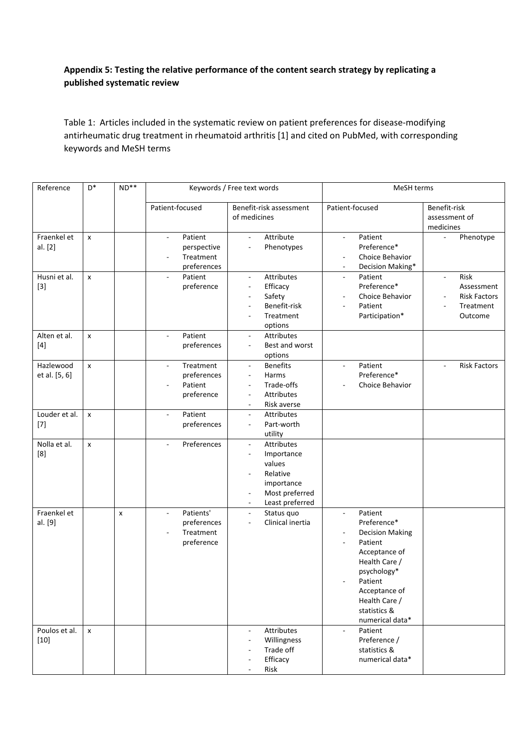**Appendix 5: Testing the relative performance of the content search strategy by replicating a published systematic review**

Table 1: Articles included in the systematic review on patient preferences for disease-modifying antirheumatic drug treatment in rheumatoid arthritis [1] and cited on PubMed, with corresponding keywords and MeSH terms

| Reference | D* | ND** | Keywords / Free text words | | MeSH terms | |
|---|---|---|---|---|---|---|
| | | | Patient-focused | Benefit-risk assessment of medicines | Patient-focused | Benefit-risk assessment of medicines |
| Fraenkel et al. [2] | x | | - Patient perspective<br>- Treatment preferences | - Attribute<br>- Phenotypes | - Patient Preference*<br>- Choice Behavior<br>- Decision Making* | - Phenotype |
| Husni et al. [3] | x | | - Patient preference | - Attributes<br>- Efficacy<br>- Safety<br>- Benefit-risk<br>- Treatment options | - Patient Preference*<br>- Choice Behavior<br>- Patient Participation* | - Risk Assessment<br>- Risk Factors<br>- Treatment Outcome |
| Alten et al. [4] | x | | - Patient preferences | - Attributes<br>- Best and worst options | | |
| Hazlewood et al. [5, 6] | x | | - Treatment preferences<br>- Patient preference | - Benefits<br>- Harms<br>- Trade-offs<br>- Attributes<br>- Risk averse | - Patient Preference*<br>- Choice Behavior | - Risk Factors |
| Louder et al. [7] | x | | - Patient preferences | - Attributes<br>- Part-worth utility | | |
| Nolla et al. [8] | x | | - Preferences | - Attributes<br>- Importance values<br>- Relative importance<br>- Most preferred<br>- Least preferred | | |
| Fraenkel et al. [9] | | x | - Patients' preferences<br>- Treatment preference | - Status quo<br>- Clinical inertia | - Patient Preference*<br>- Decision Making<br>- Patient Acceptance of Health Care / psychology*<br>- Patient Acceptance of Health Care / statistics & numerical data* | |
| Poulos et al. [10] | x | | | - Attributes<br>- Willingness<br>- Trade off<br>- Efficacy<br>- Risk | - Patient Preference / statistics & numerical data* | |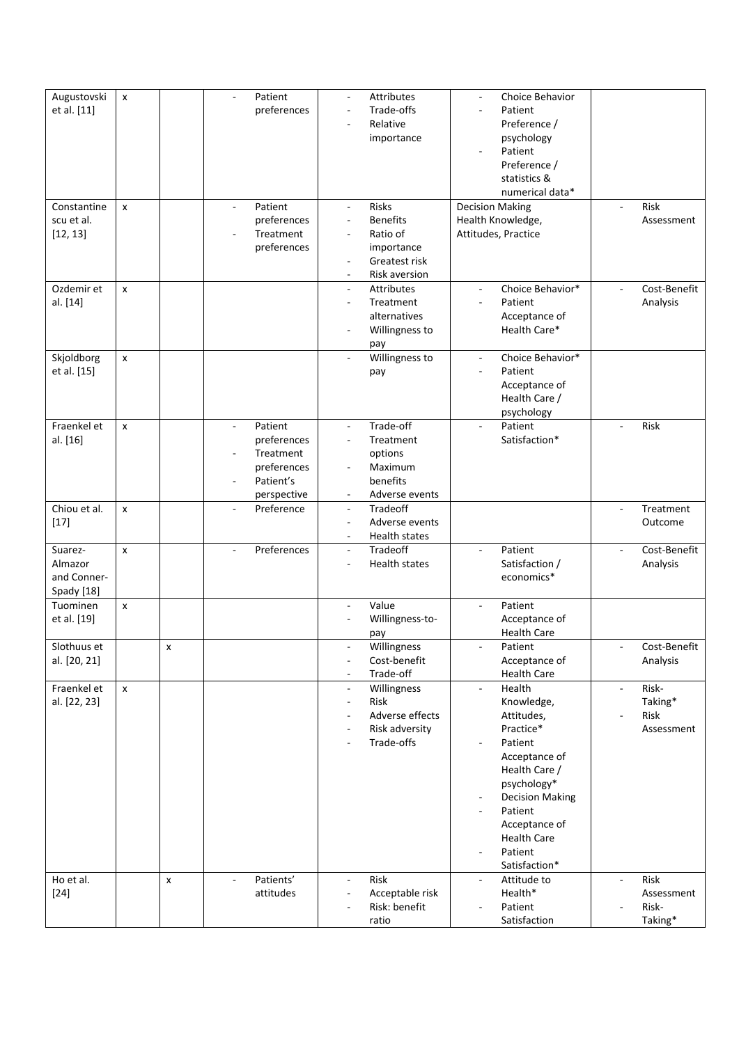| | | | | | | |
|---|---|---|---|---|---|---|
| Augustovski et al. [11] | x | | - Patient preferences | - Attributes<br>- Trade-offs<br>- Relative importance | - Choice Behavior<br>- Patient Preference / psychology<br>- Patient Preference / statistics & numerical data* | |
| Constantinescu et al. [12, 13] | x | | - Patient preferences<br>- Treatment preferences | - Risks<br>- Benefits<br>- Ratio of importance<br>- Greatest risk<br>- Risk aversion | Decision Making Health Knowledge, Attitudes, Practice | - Risk Assessment |
| Ozdemir et al. [14] | x | | | - Attributes<br>- Treatment alternatives<br>- Willingness to pay | - Choice Behavior*<br>- Patient Acceptance of Health Care* | - Cost-Benefit Analysis |
| Skjoldborg et al. [15] | x | | | - Willingness to pay | - Choice Behavior*<br>- Patient Acceptance of Health Care / psychology | |
| Fraenkel et al. [16] | x | | - Patient preferences<br>- Treatment preferences<br>- Patient's perspective | - Trade-off<br>- Treatment options<br>- Maximum benefits<br>- Adverse events | - Patient Satisfaction* | - Risk |
| Chiou et al. [17] | x | | - Preference | - Tradeoff<br>- Adverse events<br>- Health states | | - Treatment Outcome |
| Suarez-Almazor and Conner-Spady [18] | x | | - Preferences | - Tradeoff<br>- Health states | - Patient Satisfaction / economics* | - Cost-Benefit Analysis |
| Tuominen et al. [19] | x | | | - Value<br>- Willingness-to-pay | - Patient Acceptance of Health Care | |
| Slothuus et al. [20, 21] | | x | | - Willingness<br>- Cost-benefit<br>- Trade-off | - Patient Acceptance of Health Care | - Cost-Benefit Analysis |
| Fraenkel et al. [22, 23] | x | | | - Willingness<br>- Risk<br>- Adverse effects<br>- Risk adversity<br>- Trade-offs | - Health Knowledge, Attitudes, Practice*<br>- Patient Acceptance of Health Care / psychology*<br>- Decision Making<br>- Patient Acceptance of Health Care<br>- Patient Satisfaction* | - Risk-Taking*<br>- Risk Assessment |
| Ho et al. [24] | | x | - Patients' attitudes | - Risk<br>- Acceptable risk<br>- Risk: benefit ratio | - Attitude to Health*<br>- Patient Satisfaction | - Risk Assessment<br>- Risk-Taking* |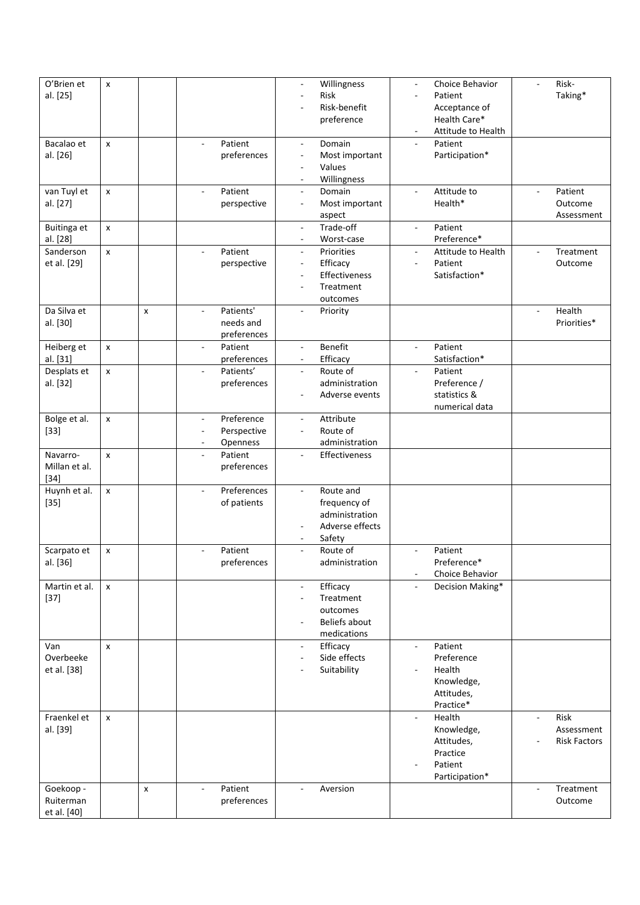| | | | | | | |
|---|---|---|---|---|---|---|
| O'Brien et al. [25] | x | | | - Willingness<br>- Risk<br>- Risk-benefit preference | - Choice Behavior<br>- Patient Acceptance of Health Care*<br>- Attitude to Health | - Risk-Taking* |
| Bacalao et al. [26] | x | | - Patient preferences | - Domain<br>- Most important<br>- Values<br>- Willingness | - Patient Participation* | |
| van Tuyl et al. [27] | x | | - Patient perspective | - Domain<br>- Most important aspect | - Attitude to Health* | - Patient Outcome Assessment |
| Buitinga et al. [28] | x | | | - Trade-off<br>- Worst-case | - Patient Preference* | |
| Sanderson et al. [29] | x | | - Patient perspective | - Priorities<br>- Efficacy<br>- Effectiveness<br>- Treatment outcomes | - Attitude to Health<br>- Patient Satisfaction* | - Treatment Outcome |
| Da Silva et al. [30] | | x | - Patients' needs and preferences | - Priority | | - Health Priorities* |
| Heiberg et al. [31] | x | | - Patient preferences | - Benefit<br>- Efficacy | - Patient Satisfaction* | |
| Desplats et al. [32] | x | | - Patients' preferences | - Route of administration<br>- Adverse events | - Patient Preference / statistics & numerical data | |
| Bolge et al. [33] | x | | - Preference<br>- Perspective<br>- Openness | - Attribute<br>- Route of administration | | |
| Navarro-Millan et al. [34] | x | | - Patient preferences | - Effectiveness | | |
| Huynh et al. [35] | x | | - Preferences of patients | - Route and frequency of administration<br>- Adverse effects<br>- Safety | | |
| Scarpato et al. [36] | x | | - Patient preferences | - Route of administration | - Patient Preference*<br>- Choice Behavior | |
| Martin et al. [37] | x | | | - Efficacy<br>- Treatment outcomes<br>- Beliefs about medications | - Decision Making* | |
| Van Overbeeke et al. [38] | x | | | - Efficacy<br>- Side effects<br>- Suitability | - Patient Preference<br>- Health Knowledge, Attitudes, Practice* | |
| Fraenkel et al. [39] | x | | | | - Health Knowledge, Attitudes, Practice<br>- Patient Participation* | - Risk Assessment<br>- Risk Factors |
| Goekoop - Ruiterman et al. [40] | | x | - Patient preferences | - Aversion | | - Treatment Outcome |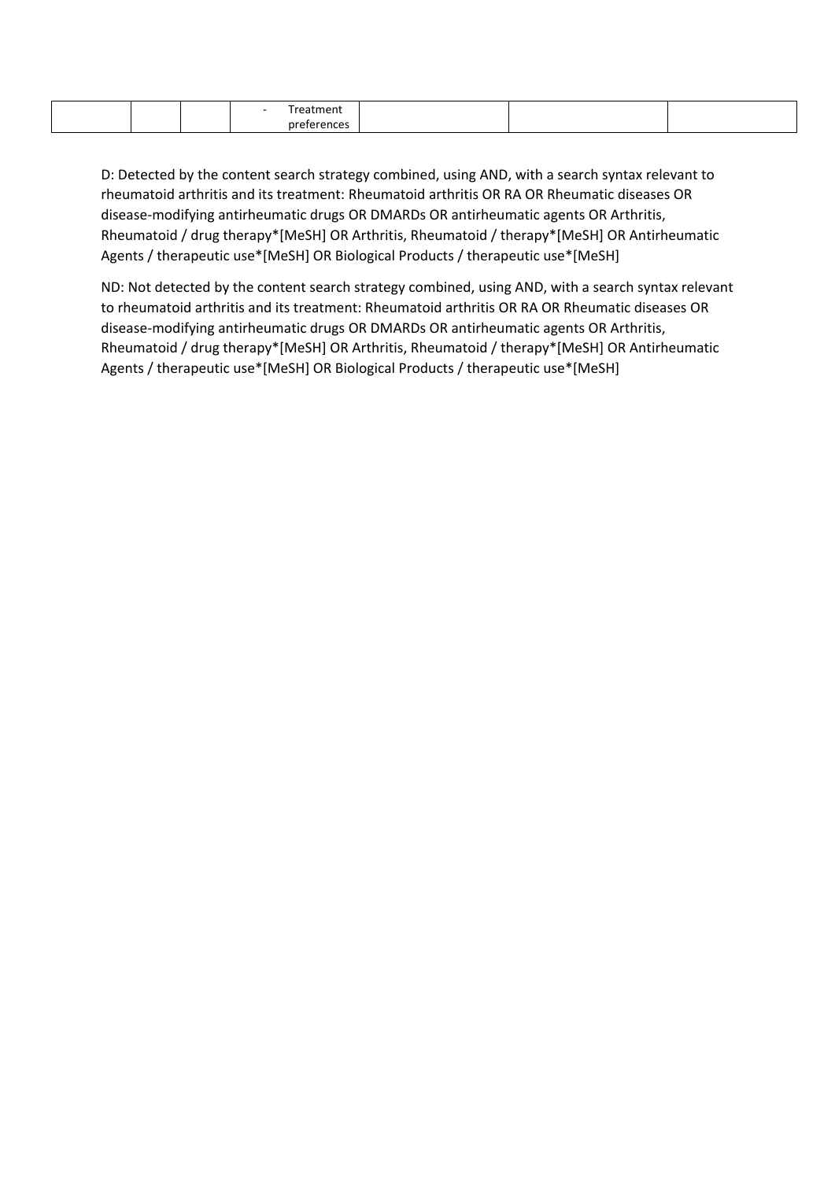|  |  |  | - Treatment preferences |  |  |  |
|---|---|---|---|---|---|---|

D: Detected by the content search strategy combined, using AND, with a search syntax relevant to rheumatoid arthritis and its treatment: Rheumatoid arthritis OR RA OR Rheumatic diseases OR disease-modifying antirheumatic drugs OR DMARDs OR antirheumatic agents OR Arthritis, Rheumatoid / drug therapy*[MeSH] OR Arthritis, Rheumatoid / therapy*[MeSH] OR Antirheumatic Agents / therapeutic use*[MeSH] OR Biological Products / therapeutic use*[MeSH]

ND: Not detected by the content search strategy combined, using AND, with a search syntax relevant to rheumatoid arthritis and its treatment: Rheumatoid arthritis OR RA OR Rheumatic diseases OR disease-modifying antirheumatic drugs OR DMARDs OR antirheumatic agents OR Arthritis, Rheumatoid / drug therapy*[MeSH] OR Arthritis, Rheumatoid / therapy*[MeSH] OR Antirheumatic Agents / therapeutic use*[MeSH] OR Biological Products / therapeutic use*[MeSH]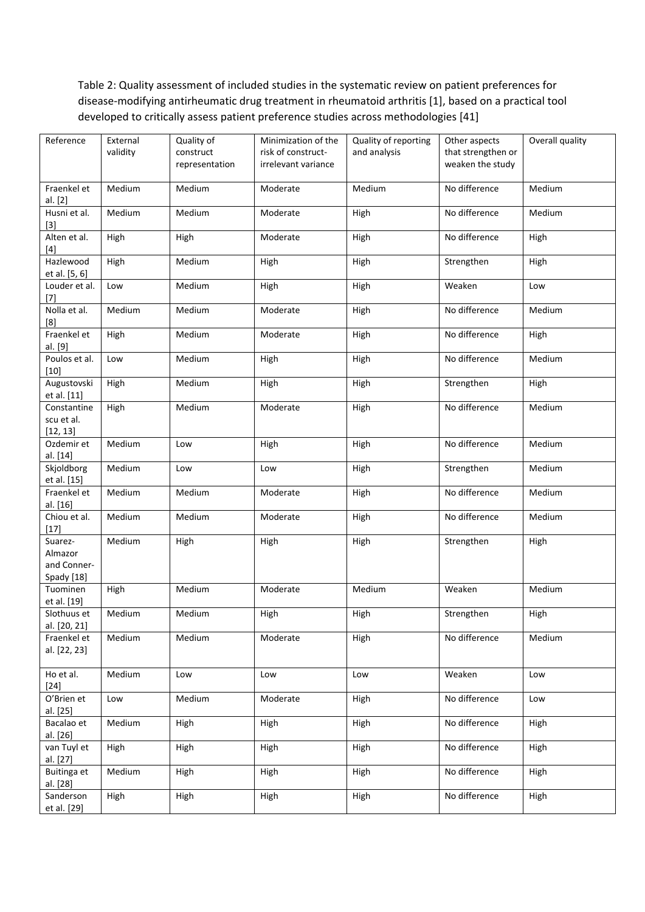Table 2: Quality assessment of included studies in the systematic review on patient preferences for disease-modifying antirheumatic drug treatment in rheumatoid arthritis [1], based on a practical tool developed to critically assess patient preference studies across methodologies [41]

| Reference | External validity | Quality of construct representation | Minimization of the risk of construct-irrelevant variance | Quality of reporting and analysis | Other aspects that strengthen or weaken the study | Overall quality |
|---|---|---|---|---|---|---|
| Fraenkel et al. [2] | Medium | Medium | Moderate | Medium | No difference | Medium |
| Husni et al. [3] | Medium | Medium | Moderate | High | No difference | Medium |
| Alten et al. [4] | High | High | Moderate | High | No difference | High |
| Hazlewood et al. [5, 6] | High | Medium | High | High | Strengthen | High |
| Louder et al. [7] | Low | Medium | High | High | Weaken | Low |
| Nolla et al. [8] | Medium | Medium | Moderate | High | No difference | Medium |
| Fraenkel et al. [9] | High | Medium | Moderate | High | No difference | High |
| Poulos et al. [10] | Low | Medium | High | High | No difference | Medium |
| Augustovski et al. [11] | High | Medium | High | High | Strengthen | High |
| Constantinescu et al. [12, 13] | High | Medium | Moderate | High | No difference | Medium |
| Ozdemir et al. [14] | Medium | Low | High | High | No difference | Medium |
| Skjoldborg et al. [15] | Medium | Low | Low | High | Strengthen | Medium |
| Fraenkel et al. [16] | Medium | Medium | Moderate | High | No difference | Medium |
| Chiou et al. [17] | Medium | Medium | Moderate | High | No difference | Medium |
| Suarez-Almazor and Conner-Spady [18] | Medium | High | High | High | Strengthen | High |
| Tuominen et al. [19] | High | Medium | Moderate | Medium | Weaken | Medium |
| Slothuus et al. [20, 21] | Medium | Medium | High | High | Strengthen | High |
| Fraenkel et al. [22, 23] | Medium | Medium | Moderate | High | No difference | Medium |
| Ho et al. [24] | Medium | Low | Low | Low | Weaken | Low |
| O'Brien et al. [25] | Low | Medium | Moderate | High | No difference | Low |
| Bacalao et al. [26] | Medium | High | High | High | No difference | High |
| van Tuyl et al. [27] | High | High | High | High | No difference | High |
| Buitinga et al. [28] | Medium | High | High | High | No difference | High |
| Sanderson et al. [29] | High | High | High | High | No difference | High |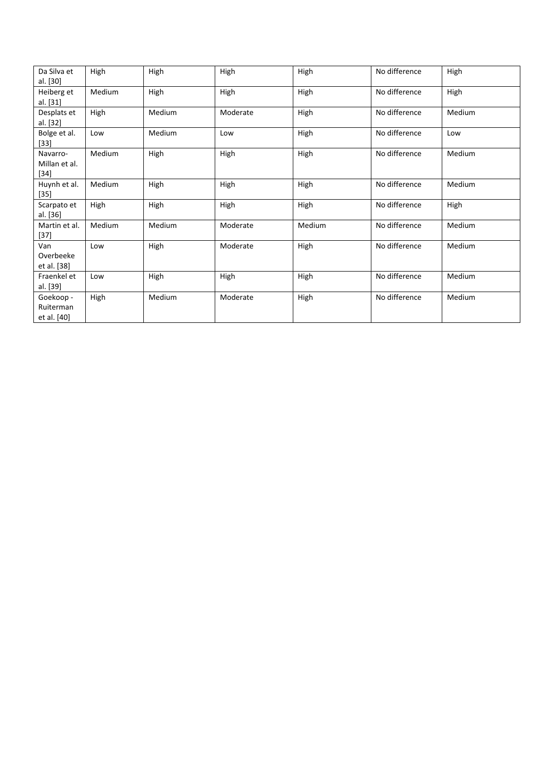| Da Silva et al. [30] | High | High | High | High | No difference | High |
|---|---|---|---|---|---|---|
| Heiberg et al. [31] | Medium | High | High | High | No difference | High |
| Desplats et al. [32] | High | Medium | Moderate | High | No difference | Medium |
| Bolge et al. [33] | Low | Medium | Low | High | No difference | Low |
| Navarro-Millan et al. [34] | Medium | High | High | High | No difference | Medium |
| Huynh et al. [35] | Medium | High | High | High | No difference | Medium |
| Scarpato et al. [36] | High | High | High | High | No difference | High |
| Martin et al. [37] | Medium | Medium | Moderate | Medium | No difference | Medium |
| Van Overbeeke et al. [38] | Low | High | Moderate | High | No difference | Medium |
| Fraenkel et al. [39] | Low | High | High | High | No difference | Medium |
| Goekoop - Ruiterman et al. [40] | High | Medium | Moderate | High | No difference | Medium |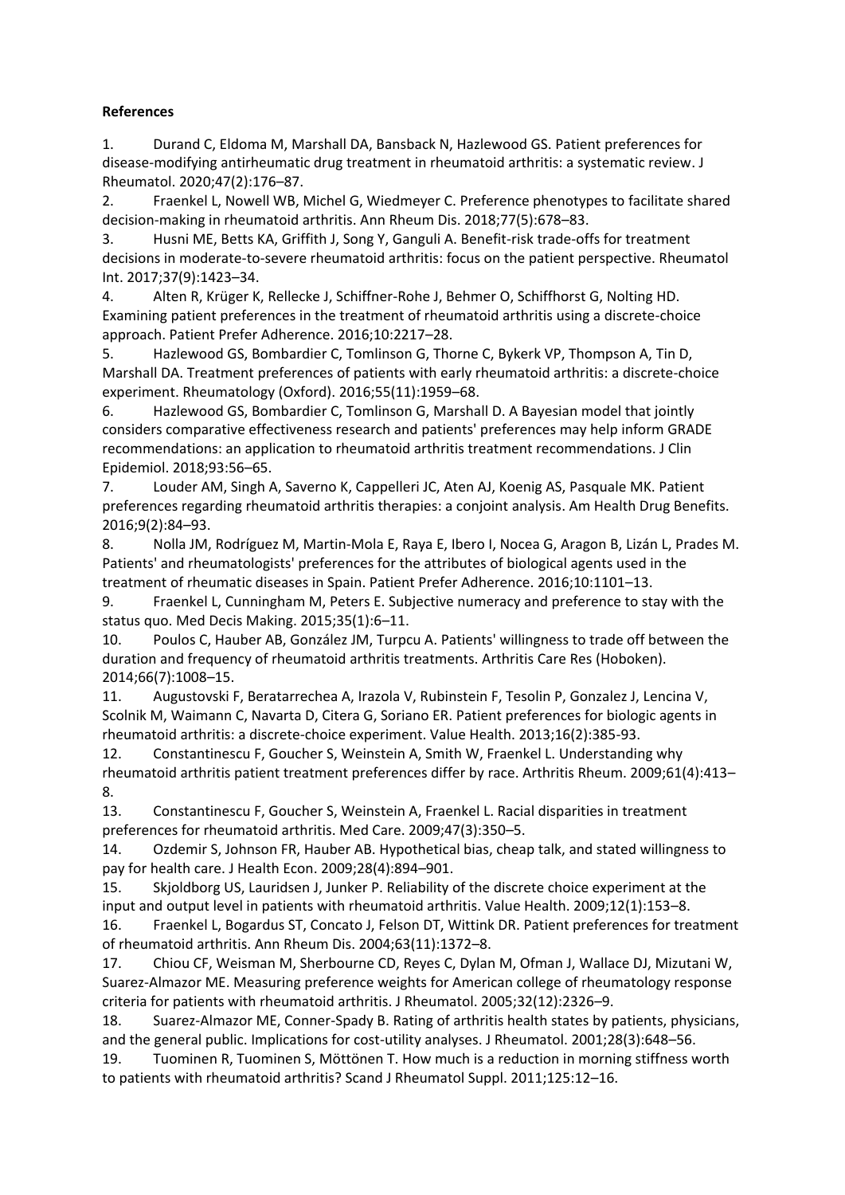**References**

1. Durand C, Eldoma M, Marshall DA, Bansback N, Hazlewood GS. Patient preferences for disease-modifying antirheumatic drug treatment in rheumatoid arthritis: a systematic review. J Rheumatol. 2020;47(2):176–87.
2. Fraenkel L, Nowell WB, Michel G, Wiedmeyer C. Preference phenotypes to facilitate shared decision-making in rheumatoid arthritis. Ann Rheum Dis. 2018;77(5):678–83.
3. Husni ME, Betts KA, Griffith J, Song Y, Ganguli A. Benefit-risk trade-offs for treatment decisions in moderate-to-severe rheumatoid arthritis: focus on the patient perspective. Rheumatol Int. 2017;37(9):1423–34.
4. Alten R, Krüger K, Rellecke J, Schiffner-Rohe J, Behmer O, Schiffhorst G, Nolting HD. Examining patient preferences in the treatment of rheumatoid arthritis using a discrete-choice approach. Patient Prefer Adherence. 2016;10:2217–28.
5. Hazlewood GS, Bombardier C, Tomlinson G, Thorne C, Bykerk VP, Thompson A, Tin D, Marshall DA. Treatment preferences of patients with early rheumatoid arthritis: a discrete-choice experiment. Rheumatology (Oxford). 2016;55(11):1959–68.
6. Hazlewood GS, Bombardier C, Tomlinson G, Marshall D. A Bayesian model that jointly considers comparative effectiveness research and patients' preferences may help inform GRADE recommendations: an application to rheumatoid arthritis treatment recommendations. J Clin Epidemiol. 2018;93:56–65.
7. Louder AM, Singh A, Saverno K, Cappelleri JC, Aten AJ, Koenig AS, Pasquale MK. Patient preferences regarding rheumatoid arthritis therapies: a conjoint analysis. Am Health Drug Benefits. 2016;9(2):84–93.
8. Nolla JM, Rodríguez M, Martin-Mola E, Raya E, Ibero I, Nocea G, Aragon B, Lizán L, Prades M. Patients' and rheumatologists' preferences for the attributes of biological agents used in the treatment of rheumatic diseases in Spain. Patient Prefer Adherence. 2016;10:1101–13.
9. Fraenkel L, Cunningham M, Peters E. Subjective numeracy and preference to stay with the status quo. Med Decis Making. 2015;35(1):6–11.
10. Poulos C, Hauber AB, González JM, Turpcu A. Patients' willingness to trade off between the duration and frequency of rheumatoid arthritis treatments. Arthritis Care Res (Hoboken). 2014;66(7):1008–15.
11. Augustovski F, Beratarrechea A, Irazola V, Rubinstein F, Tesolin P, Gonzalez J, Lencina V, Scolnik M, Waimann C, Navarta D, Citera G, Soriano ER. Patient preferences for biologic agents in rheumatoid arthritis: a discrete-choice experiment. Value Health. 2013;16(2):385-93.
12. Constantinescu F, Goucher S, Weinstein A, Smith W, Fraenkel L. Understanding why rheumatoid arthritis patient treatment preferences differ by race. Arthritis Rheum. 2009;61(4):413–8.
13. Constantinescu F, Goucher S, Weinstein A, Fraenkel L. Racial disparities in treatment preferences for rheumatoid arthritis. Med Care. 2009;47(3):350–5.
14. Ozdemir S, Johnson FR, Hauber AB. Hypothetical bias, cheap talk, and stated willingness to pay for health care. J Health Econ. 2009;28(4):894–901.
15. Skjoldborg US, Lauridsen J, Junker P. Reliability of the discrete choice experiment at the input and output level in patients with rheumatoid arthritis. Value Health. 2009;12(1):153–8.
16. Fraenkel L, Bogardus ST, Concato J, Felson DT, Wittink DR. Patient preferences for treatment of rheumatoid arthritis. Ann Rheum Dis. 2004;63(11):1372–8.
17. Chiou CF, Weisman M, Sherbourne CD, Reyes C, Dylan M, Ofman J, Wallace DJ, Mizutani W, Suarez-Almazor ME. Measuring preference weights for American college of rheumatology response criteria for patients with rheumatoid arthritis. J Rheumatol. 2005;32(12):2326–9.
18. Suarez-Almazor ME, Conner-Spady B. Rating of arthritis health states by patients, physicians, and the general public. Implications for cost-utility analyses. J Rheumatol. 2001;28(3):648–56.
19. Tuominen R, Tuominen S, Möttönen T. How much is a reduction in morning stiffness worth to patients with rheumatoid arthritis? Scand J Rheumatol Suppl. 2011;125:12–16.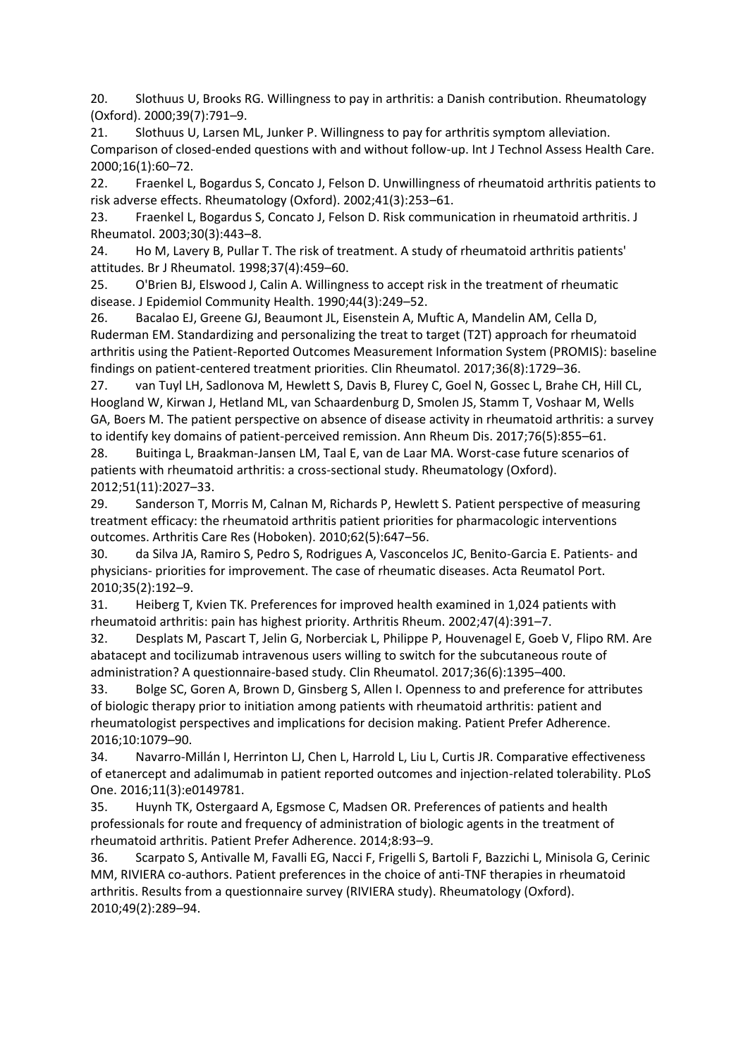20. Slothuus U, Brooks RG. Willingness to pay in arthritis: a Danish contribution. Rheumatology (Oxford). 2000;39(7):791–9.

21. Slothuus U, Larsen ML, Junker P. Willingness to pay for arthritis symptom alleviation. Comparison of closed-ended questions with and without follow-up. Int J Technol Assess Health Care. 2000;16(1):60–72.

22. Fraenkel L, Bogardus S, Concato J, Felson D. Unwillingness of rheumatoid arthritis patients to risk adverse effects. Rheumatology (Oxford). 2002;41(3):253–61.

23. Fraenkel L, Bogardus S, Concato J, Felson D. Risk communication in rheumatoid arthritis. J Rheumatol. 2003;30(3):443–8.

24. Ho M, Lavery B, Pullar T. The risk of treatment. A study of rheumatoid arthritis patients' attitudes. Br J Rheumatol. 1998;37(4):459–60.

25. O'Brien BJ, Elswood J, Calin A. Willingness to accept risk in the treatment of rheumatic disease. J Epidemiol Community Health. 1990;44(3):249–52.

26. Bacalao EJ, Greene GJ, Beaumont JL, Eisenstein A, Muftic A, Mandelin AM, Cella D, Ruderman EM. Standardizing and personalizing the treat to target (T2T) approach for rheumatoid arthritis using the Patient-Reported Outcomes Measurement Information System (PROMIS): baseline findings on patient-centered treatment priorities. Clin Rheumatol. 2017;36(8):1729–36.

27. van Tuyl LH, Sadlonova M, Hewlett S, Davis B, Flurey C, Goel N, Gossec L, Brahe CH, Hill CL, Hoogland W, Kirwan J, Hetland ML, van Schaardenburg D, Smolen JS, Stamm T, Voshaar M, Wells GA, Boers M. The patient perspective on absence of disease activity in rheumatoid arthritis: a survey to identify key domains of patient-perceived remission. Ann Rheum Dis. 2017;76(5):855–61.

28. Buitinga L, Braakman-Jansen LM, Taal E, van de Laar MA. Worst-case future scenarios of patients with rheumatoid arthritis: a cross-sectional study. Rheumatology (Oxford). 2012;51(11):2027–33.

29. Sanderson T, Morris M, Calnan M, Richards P, Hewlett S. Patient perspective of measuring treatment efficacy: the rheumatoid arthritis patient priorities for pharmacologic interventions outcomes. Arthritis Care Res (Hoboken). 2010;62(5):647–56.

30. da Silva JA, Ramiro S, Pedro S, Rodrigues A, Vasconcelos JC, Benito-Garcia E. Patients- and physicians- priorities for improvement. The case of rheumatic diseases. Acta Reumatol Port. 2010;35(2):192–9.

31. Heiberg T, Kvien TK. Preferences for improved health examined in 1,024 patients with rheumatoid arthritis: pain has highest priority. Arthritis Rheum. 2002;47(4):391–7.

32. Desplats M, Pascart T, Jelin G, Norberciak L, Philippe P, Houvenagel E, Goeb V, Flipo RM. Are abatacept and tocilizumab intravenous users willing to switch for the subcutaneous route of administration? A questionnaire-based study. Clin Rheumatol. 2017;36(6):1395–400.

33. Bolge SC, Goren A, Brown D, Ginsberg S, Allen I. Openness to and preference for attributes of biologic therapy prior to initiation among patients with rheumatoid arthritis: patient and rheumatologist perspectives and implications for decision making. Patient Prefer Adherence. 2016;10:1079–90.

34. Navarro-Millán I, Herrinton LJ, Chen L, Harrold L, Liu L, Curtis JR. Comparative effectiveness of etanercept and adalimumab in patient reported outcomes and injection-related tolerability. PLoS One. 2016;11(3):e0149781.

35. Huynh TK, Ostergaard A, Egsmose C, Madsen OR. Preferences of patients and health professionals for route and frequency of administration of biologic agents in the treatment of rheumatoid arthritis. Patient Prefer Adherence. 2014;8:93–9.

36. Scarpato S, Antivalle M, Favalli EG, Nacci F, Frigelli S, Bartoli F, Bazzichi L, Minisola G, Cerinic MM, RIVIERA co-authors. Patient preferences in the choice of anti-TNF therapies in rheumatoid arthritis. Results from a questionnaire survey (RIVIERA study). Rheumatology (Oxford). 2010;49(2):289–94.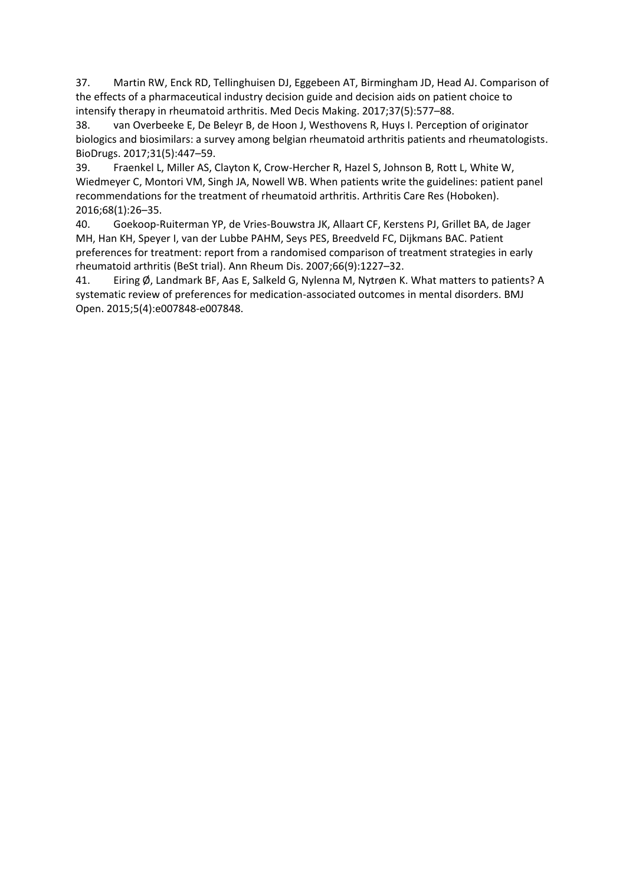37. Martin RW, Enck RD, Tellinghuisen DJ, Eggebeen AT, Birmingham JD, Head AJ. Comparison of the effects of a pharmaceutical industry decision guide and decision aids on patient choice to intensify therapy in rheumatoid arthritis. Med Decis Making. 2017;37(5):577–88.
38. van Overbeeke E, De Beleyr B, de Hoon J, Westhovens R, Huys I. Perception of originator biologics and biosimilars: a survey among belgian rheumatoid arthritis patients and rheumatologists. BioDrugs. 2017;31(5):447–59.
39. Fraenkel L, Miller AS, Clayton K, Crow-Hercher R, Hazel S, Johnson B, Rott L, White W, Wiedmeyer C, Montori VM, Singh JA, Nowell WB. When patients write the guidelines: patient panel recommendations for the treatment of rheumatoid arthritis. Arthritis Care Res (Hoboken). 2016;68(1):26–35.
40. Goekoop-Ruiterman YP, de Vries-Bouwstra JK, Allaart CF, Kerstens PJ, Grillet BA, de Jager MH, Han KH, Speyer I, van der Lubbe PAHM, Seys PES, Breedveld FC, Dijkmans BAC. Patient preferences for treatment: report from a randomised comparison of treatment strategies in early rheumatoid arthritis (BeSt trial). Ann Rheum Dis. 2007;66(9):1227–32.
41. Eiring Ø, Landmark BF, Aas E, Salkeld G, Nylenna M, Nytrøen K. What matters to patients? A systematic review of preferences for medication-associated outcomes in mental disorders. BMJ Open. 2015;5(4):e007848-e007848.